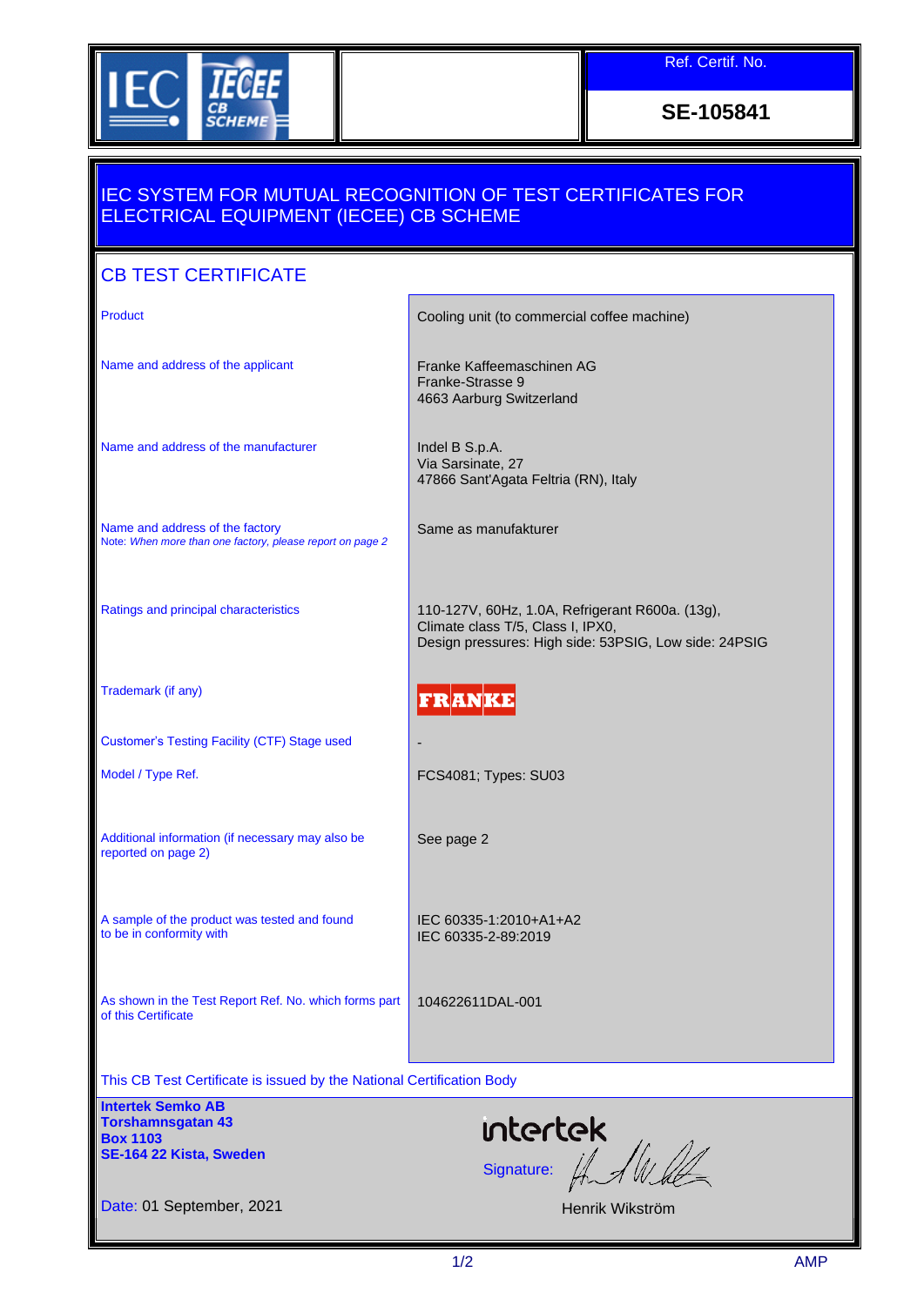IEC IECEE CB SCHEME

Ref. Certif. No.

**SE-105841**

# IEC SYSTEM FOR MUTUAL RECOGNITION OF TEST CERTIFICATES FOR ELECTRICAL EQUIPMENT (IECEE) CB SCHEME

## CB TEST CERTIFICATE

| | |
|---|---|
| Product | Cooling unit (to commercial coffee machine) |
| Name and address of the applicant | Franke Kaffeemaschinen AG<br>Franke-Strasse 9<br>4663 Aarburg Switzerland |
| Name and address of the manufacturer | Indel B S.p.A.<br>Via Sarsinate, 27<br>47866 Sant'Agata Feltria (RN), Italy |
| Name and address of the factory<br>Note: *When more than one factory, please report on page 2* | Same as manufakturer |
| Ratings and principal characteristics | 110-127V, 60Hz, 1.0A, Refrigerant R600a. (13g),<br>Climate class T/5, Class I, IPX0,<br>Design pressures: High side: 53PSIG, Low side: 24PSIG |
| Trademark (if any) | FRANKE |
| Customer's Testing Facility (CTF) Stage used | - |
| Model / Type Ref. | FCS4081; Types: SU03 |
| Additional information (if necessary may also be reported on page 2) | See page 2 |
| A sample of the product was tested and found to be in conformity with | IEC 60335-1:2010+A1+A2<br>IEC 60335-2-89:2019 |
| As shown in the Test Report Ref. No. which forms part of this Certificate | 104622611DAL-001 |

This CB Test Certificate is issued by the National Certification Body

**Intertek Semko AB**
**Torshamnsgatan 43**
**Box 1103**
**SE-164 22 Kista, Sweden**

intertek

Signature:

Henrik Wikström

Date: 01 September, 2021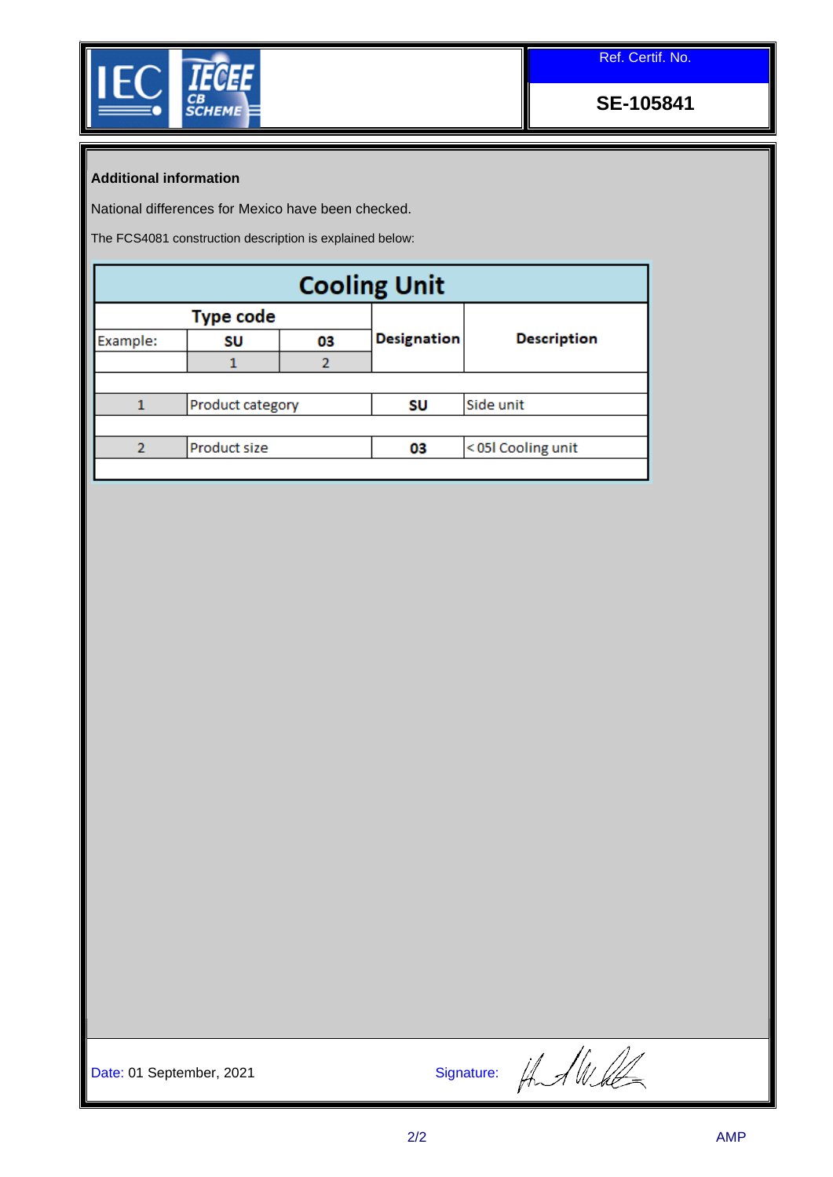Ref. Certif. No.

**SE-105841**

**Additional information**

National differences for Mexico have been checked.

The FCS4081 construction description is explained below:

| Cooling Unit | | | | |
|---|---|---|---|---|
| Type code | | | Designation | Description |
| Example: | SU | 03 | | |
| | 1 | 2 | | |
| 1 | Product category | | SU | Side unit |
| 2 | Product size | | 03 | < 05l Cooling unit |

Date: 01 September, 2021

Signature:

AMP